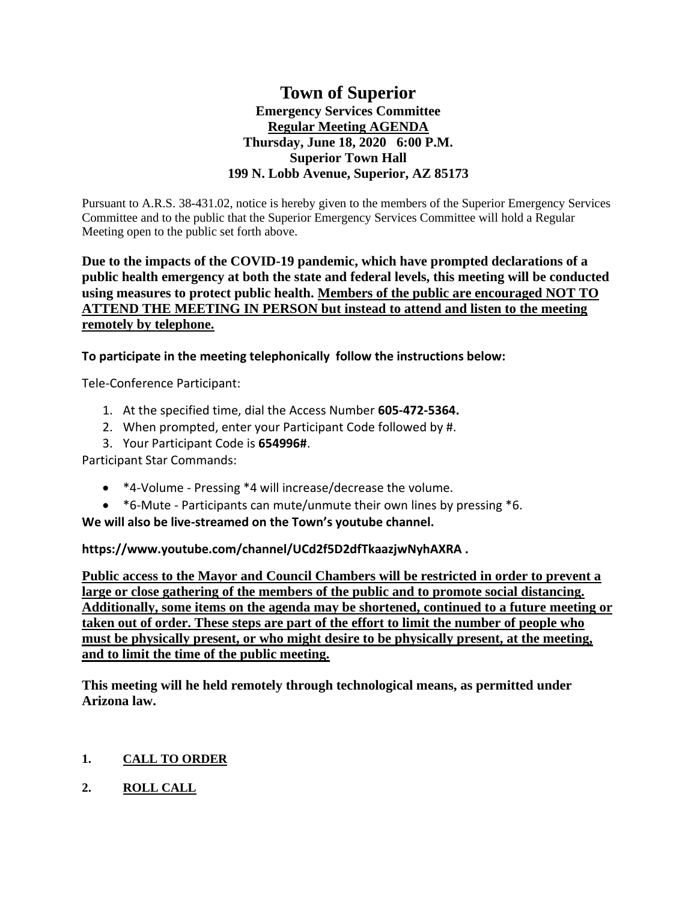# Town of Superior

## Emergency Services Committee

## Regular Meeting AGENDA

## Thursday, June 18, 2020 6:00 P.M.

## Superior Town Hall

## 199 N. Lobb Avenue, Superior, AZ 85173

Pursuant to A.R.S. 38-431.02, notice is hereby given to the members of the Superior Emergency Services Committee and to the public that the Superior Emergency Services Committee will hold a Regular Meeting open to the public set forth above.

**Due to the impacts of the COVID-19 pandemic, which have prompted declarations of a public health emergency at both the state and federal levels, this meeting will be conducted using measures to protect public health. Members of the public are encouraged NOT TO ATTEND THE MEETING IN PERSON but instead to attend and listen to the meeting remotely by telephone.**

**To participate in the meeting telephonically follow the instructions below:**

Tele-Conference Participant:

1. At the specified time, dial the Access Number **605-472-5364.**
2. When prompted, enter your Participant Code followed by #.
3. Your Participant Code is **654996#**.

Participant Star Commands:

- *4-Volume - Pressing *4 will increase/decrease the volume.
- *6-Mute - Participants can mute/unmute their own lines by pressing *6.

**We will also be live-streamed on the Town's youtube channel.**

**https://www.youtube.com/channel/UCd2f5D2dfTkaazjwNyhAXRA .**

**Public access to the Mayor and Council Chambers will be restricted in order to prevent a large or close gathering of the members of the public and to promote social distancing. Additionally, some items on the agenda may be shortened, continued to a future meeting or taken out of order. These steps are part of the effort to limit the number of people who must be physically present, or who might desire to be physically present, at the meeting, and to limit the time of the public meeting.**

**This meeting will he held remotely through technological means, as permitted under Arizona law.**

**1. CALL TO ORDER**

**2. ROLL CALL**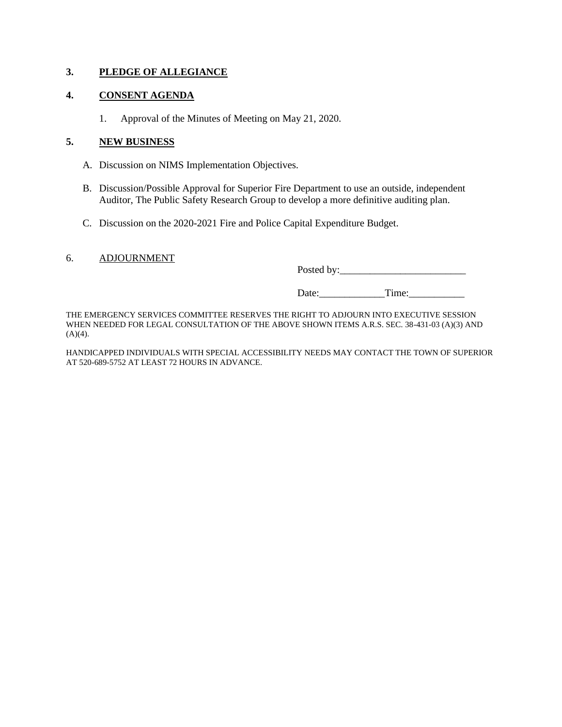**3. <u>PLEDGE OF ALLEGIANCE</u>**

**4. <u>CONSENT AGENDA</u>**

1. Approval of the Minutes of Meeting on May 21, 2020.

**5. <u>NEW BUSINESS</u>**

A. Discussion on NIMS Implementation Objectives.

B. Discussion/Possible Approval for Superior Fire Department to use an outside, independent Auditor, The Public Safety Research Group to develop a more definitive auditing plan.

C. Discussion on the 2020-2021 Fire and Police Capital Expenditure Budget.

6. <u>ADJOURNMENT</u>

Posted by:_________________________

Date:_____________Time:___________

THE EMERGENCY SERVICES COMMITTEE RESERVES THE RIGHT TO ADJOURN INTO EXECUTIVE SESSION WHEN NEEDED FOR LEGAL CONSULTATION OF THE ABOVE SHOWN ITEMS A.R.S. SEC. 38-431-03 (A)(3) AND (A)(4).

HANDICAPPED INDIVIDUALS WITH SPECIAL ACCESSIBILITY NEEDS MAY CONTACT THE TOWN OF SUPERIOR AT 520-689-5752 AT LEAST 72 HOURS IN ADVANCE.